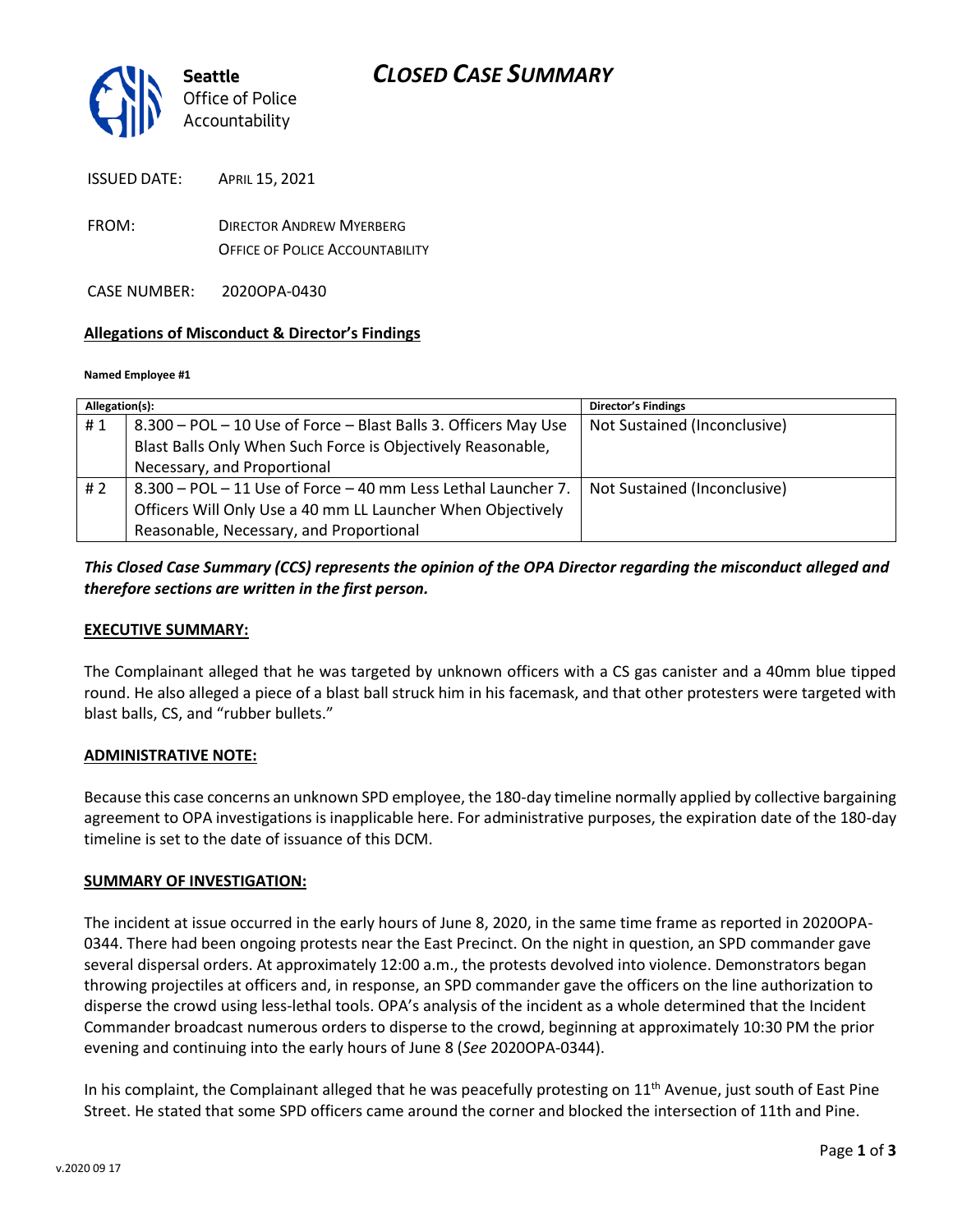# CLOSED CASE SUMMARY

**Seattle** Office of Police Accountability

ISSUED DATE: APRIL 15, 2021

FROM: DIRECTOR ANDREW MYERBERG
OFFICE OF POLICE ACCOUNTABILITY

CASE NUMBER: 2020OPA-0430

**Allegations of Misconduct & Director's Findings**

**Named Employee #1**

| Allegation(s): | | Director's Findings |
|---|---|---|
| # 1 | 8.300 – POL – 10 Use of Force – Blast Balls 3. Officers May Use Blast Balls Only When Such Force is Objectively Reasonable, Necessary, and Proportional | Not Sustained (Inconclusive) |
| # 2 | 8.300 – POL – 11 Use of Force – 40 mm Less Lethal Launcher 7. Officers Will Only Use a 40 mm LL Launcher When Objectively Reasonable, Necessary, and Proportional | Not Sustained (Inconclusive) |

***This Closed Case Summary (CCS) represents the opinion of the OPA Director regarding the misconduct alleged and therefore sections are written in the first person.***

**EXECUTIVE SUMMARY:**

The Complainant alleged that he was targeted by unknown officers with a CS gas canister and a 40mm blue tipped round. He also alleged a piece of a blast ball struck him in his facemask, and that other protesters were targeted with blast balls, CS, and "rubber bullets."

**ADMINISTRATIVE NOTE:**

Because this case concerns an unknown SPD employee, the 180-day timeline normally applied by collective bargaining agreement to OPA investigations is inapplicable here. For administrative purposes, the expiration date of the 180-day timeline is set to the date of issuance of this DCM.

**SUMMARY OF INVESTIGATION:**

The incident at issue occurred in the early hours of June 8, 2020, in the same time frame as reported in 2020OPA-0344. There had been ongoing protests near the East Precinct. On the night in question, an SPD commander gave several dispersal orders. At approximately 12:00 a.m., the protests devolved into violence. Demonstrators began throwing projectiles at officers and, in response, an SPD commander gave the officers on the line authorization to disperse the crowd using less-lethal tools. OPA's analysis of the incident as a whole determined that the Incident Commander broadcast numerous orders to disperse to the crowd, beginning at approximately 10:30 PM the prior evening and continuing into the early hours of June 8 (*See* 2020OPA-0344).

In his complaint, the Complainant alleged that he was peacefully protesting on 11th Avenue, just south of East Pine Street. He stated that some SPD officers came around the corner and blocked the intersection of 11th and Pine.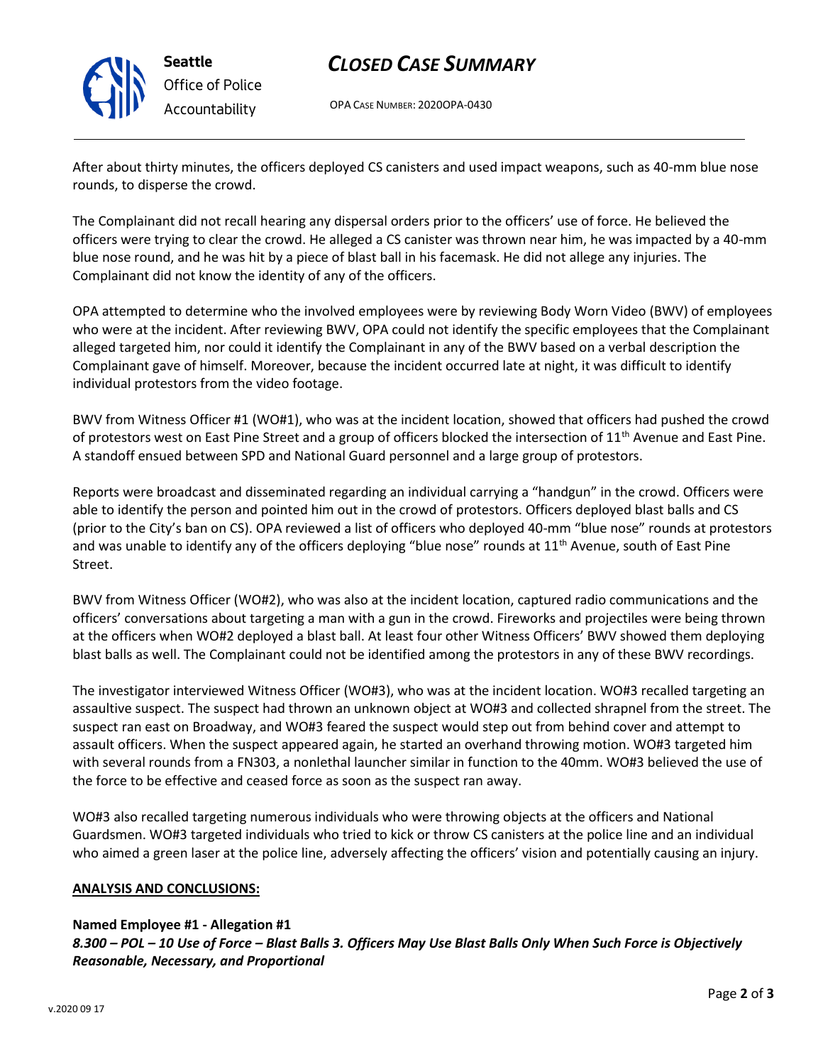After about thirty minutes, the officers deployed CS canisters and used impact weapons, such as 40-mm blue nose rounds, to disperse the crowd.

The Complainant did not recall hearing any dispersal orders prior to the officers' use of force. He believed the officers were trying to clear the crowd. He alleged a CS canister was thrown near him, he was impacted by a 40-mm blue nose round, and he was hit by a piece of blast ball in his facemask. He did not allege any injuries. The Complainant did not know the identity of any of the officers.

OPA attempted to determine who the involved employees were by reviewing Body Worn Video (BWV) of employees who were at the incident. After reviewing BWV, OPA could not identify the specific employees that the Complainant alleged targeted him, nor could it identify the Complainant in any of the BWV based on a verbal description the Complainant gave of himself. Moreover, because the incident occurred late at night, it was difficult to identify individual protestors from the video footage.

BWV from Witness Officer #1 (WO#1), who was at the incident location, showed that officers had pushed the crowd of protestors west on East Pine Street and a group of officers blocked the intersection of 11th Avenue and East Pine. A standoff ensued between SPD and National Guard personnel and a large group of protestors.

Reports were broadcast and disseminated regarding an individual carrying a "handgun" in the crowd. Officers were able to identify the person and pointed him out in the crowd of protestors. Officers deployed blast balls and CS (prior to the City's ban on CS). OPA reviewed a list of officers who deployed 40-mm "blue nose" rounds at protestors and was unable to identify any of the officers deploying "blue nose" rounds at 11th Avenue, south of East Pine Street.

BWV from Witness Officer (WO#2), who was also at the incident location, captured radio communications and the officers' conversations about targeting a man with a gun in the crowd. Fireworks and projectiles were being thrown at the officers when WO#2 deployed a blast ball. At least four other Witness Officers' BWV showed them deploying blast balls as well. The Complainant could not be identified among the protestors in any of these BWV recordings.

The investigator interviewed Witness Officer (WO#3), who was at the incident location. WO#3 recalled targeting an assaultive suspect. The suspect had thrown an unknown object at WO#3 and collected shrapnel from the street. The suspect ran east on Broadway, and WO#3 feared the suspect would step out from behind cover and attempt to assault officers. When the suspect appeared again, he started an overhand throwing motion. WO#3 targeted him with several rounds from a FN303, a nonlethal launcher similar in function to the 40mm. WO#3 believed the use of the force to be effective and ceased force as soon as the suspect ran away.

WO#3 also recalled targeting numerous individuals who were throwing objects at the officers and National Guardsmen. WO#3 targeted individuals who tried to kick or throw CS canisters at the police line and an individual who aimed a green laser at the police line, adversely affecting the officers' vision and potentially causing an injury.

**ANALYSIS AND CONCLUSIONS:**

**Named Employee #1 - Allegation #1**
***8.300 – POL – 10 Use of Force – Blast Balls 3. Officers May Use Blast Balls Only When Such Force is Objectively Reasonable, Necessary, and Proportional***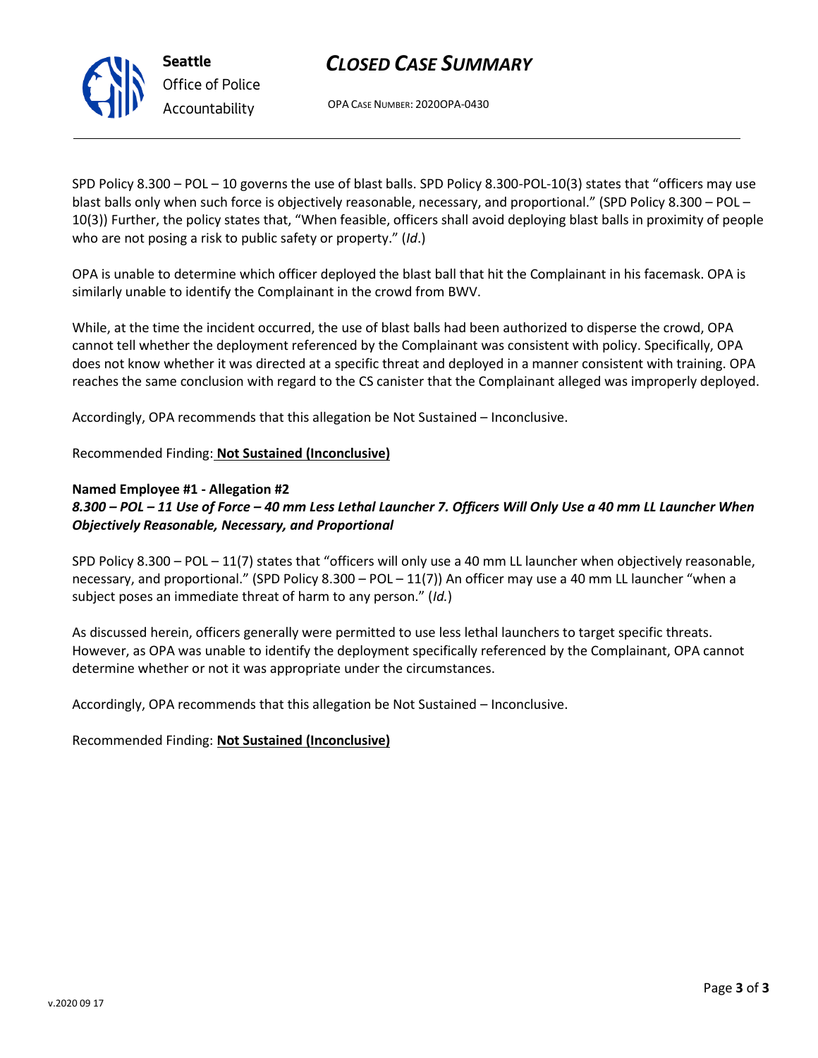SPD Policy 8.300 – POL – 10 governs the use of blast balls. SPD Policy 8.300-POL-10(3) states that "officers may use blast balls only when such force is objectively reasonable, necessary, and proportional." (SPD Policy 8.300 – POL – 10(3)) Further, the policy states that, "When feasible, officers shall avoid deploying blast balls in proximity of people who are not posing a risk to public safety or property." (*Id*.)

OPA is unable to determine which officer deployed the blast ball that hit the Complainant in his facemask. OPA is similarly unable to identify the Complainant in the crowd from BWV.

While, at the time the incident occurred, the use of blast balls had been authorized to disperse the crowd, OPA cannot tell whether the deployment referenced by the Complainant was consistent with policy. Specifically, OPA does not know whether it was directed at a specific threat and deployed in a manner consistent with training. OPA reaches the same conclusion with regard to the CS canister that the Complainant alleged was improperly deployed.

Accordingly, OPA recommends that this allegation be Not Sustained – Inconclusive.

Recommended Finding: **Not Sustained (Inconclusive)**

**Named Employee #1 - Allegation #2**
***8.300 – POL – 11 Use of Force – 40 mm Less Lethal Launcher 7. Officers Will Only Use a 40 mm LL Launcher When Objectively Reasonable, Necessary, and Proportional***

SPD Policy 8.300 – POL – 11(7) states that "officers will only use a 40 mm LL launcher when objectively reasonable, necessary, and proportional." (SPD Policy 8.300 – POL – 11(7)) An officer may use a 40 mm LL launcher "when a subject poses an immediate threat of harm to any person." (*Id.*)

As discussed herein, officers generally were permitted to use less lethal launchers to target specific threats. However, as OPA was unable to identify the deployment specifically referenced by the Complainant, OPA cannot determine whether or not it was appropriate under the circumstances.

Accordingly, OPA recommends that this allegation be Not Sustained – Inconclusive.

Recommended Finding: **Not Sustained (Inconclusive)**